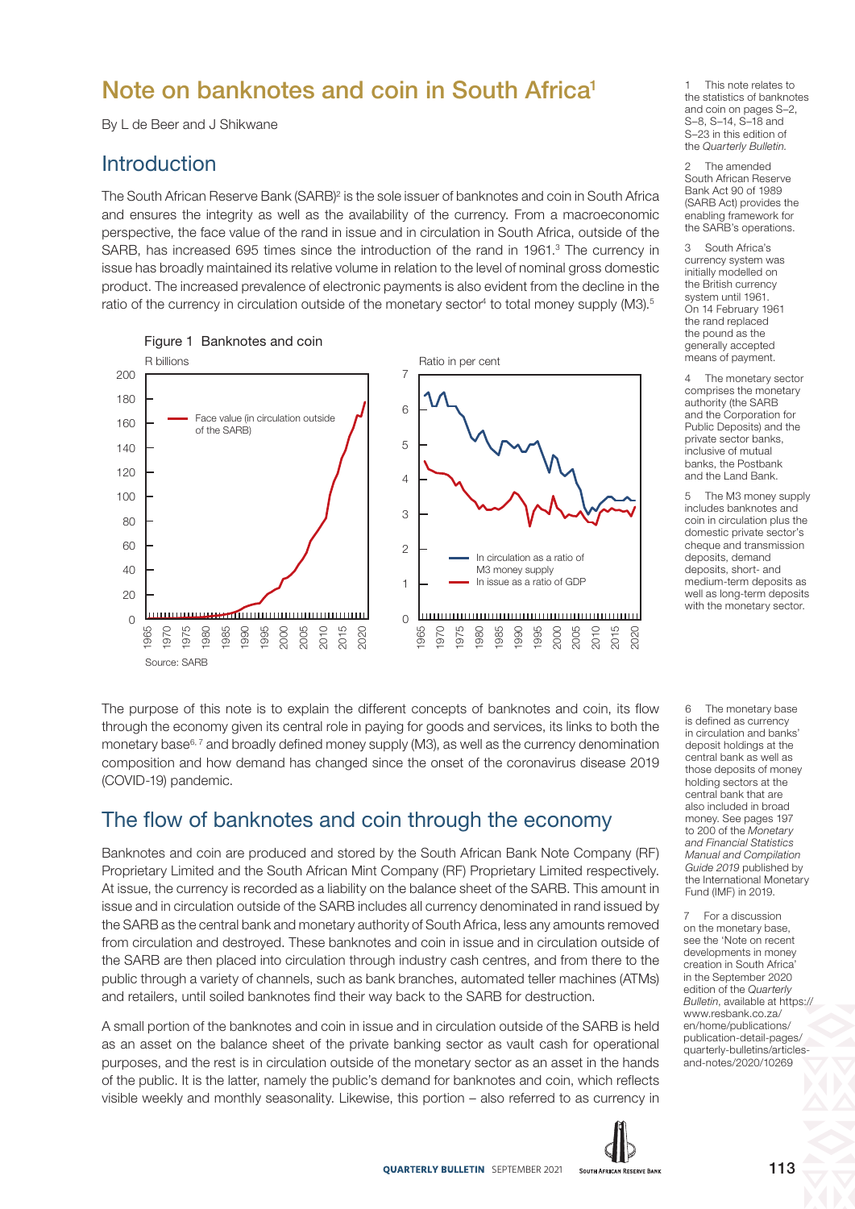# Note on banknotes and coin in South Africa[1]

By L de Beer and J Shikwane

## Introduction

The South African Reserve Bank (SARB)[2] is the sole issuer of banknotes and coin in South Africa and ensures the integrity as well as the availability of the currency. From a macroeconomic perspective, the face value of the rand in issue and in circulation in South Africa, outside of the SARB, has increased 695 times since the introduction of the rand in 1961.[3] The currency in issue has broadly maintained its relative volume in relation to the level of nominal gross domestic product. The increased prevalence of electronic payments is also evident from the decline in the ratio of the currency in circulation outside of the monetary sector[4] to total money supply (M3).[5]

Figure 1 Banknotes and coin

R billions

200
180
160
140
120
100
80
60
40
20
0

Face value (in circulation outside of the SARB)

1965 1970 1975 1980 1985 1990 1995 2000 2005 2010 2015 2020

Ratio in per cent

7
6
5
4
3
2
1
0

In circulation as a ratio of M3 money supply

In issue as a ratio of GDP

1965 1970 1975 1980 1985 1990 1995 2000 2005 2010 2015 2020

Source: SARB

The purpose of this note is to explain the different concepts of banknotes and coin, its flow through the economy given its central role in paying for goods and services, its links to both the monetary base[6, 7] and broadly defined money supply (M3), as well as the currency denomination composition and how demand has changed since the onset of the coronavirus disease 2019 (COVID-19) pandemic.

## The flow of banknotes and coin through the economy

Banknotes and coin are produced and stored by the South African Bank Note Company (RF) Proprietary Limited and the South African Mint Company (RF) Proprietary Limited respectively. At issue, the currency is recorded as a liability on the balance sheet of the SARB. This amount in issue and in circulation outside of the SARB includes all currency denominated in rand issued by the SARB as the central bank and monetary authority of South Africa, less any amounts removed from circulation and destroyed. These banknotes and coin in issue and in circulation outside of the SARB are then placed into circulation through industry cash centres, and from there to the public through a variety of channels, such as bank branches, automated teller machines (ATMs) and retailers, until soiled banknotes find their way back to the SARB for destruction.

A small portion of the banknotes and coin in issue and in circulation outside of the SARB is held as an asset on the balance sheet of the private banking sector as vault cash for operational purposes, and the rest is in circulation outside of the monetary sector as an asset in the hands of the public. It is the latter, namely the public's demand for banknotes and coin, which reflects visible weekly and monthly seasonality. Likewise, this portion – also referred to as currency in

---

1 This note relates to the statistics of banknotes and coin on pages S–2, S–8, S–14, S–18 and S–23 in this edition of the *Quarterly Bulletin*.

2 The amended South African Reserve Bank Act 90 of 1989 (SARB Act) provides the enabling framework for the SARB's operations.

3 South Africa's currency system was initially modelled on the British currency system until 1961. On 14 February 1961 the rand replaced the pound as the generally accepted means of payment.

4 The monetary sector comprises the monetary authority (the SARB and the Corporation for Public Deposits) and the private sector banks, inclusive of mutual banks, the Postbank and the Land Bank.

5 The M3 money supply includes banknotes and coin in circulation plus the domestic private sector's cheque and transmission deposits, demand deposits, short- and medium-term deposits as well as long-term deposits with the monetary sector.

6 The monetary base is defined as currency in circulation and banks' deposit holdings at the central bank as well as those deposits of money holding sectors at the central bank that are also included in broad money. See pages 197 to 200 of the *Monetary and Financial Statistics Manual and Compilation Guide 2019* published by the International Monetary Fund (IMF) in 2019.

7 For a discussion on the monetary base, see the 'Note on recent developments in money creation in South Africa' in the September 2020 edition of the *Quarterly Bulletin*, available at https://www.resbank.co.za/en/home/publications/publication-detail-pages/quarterly-bulletins/articles-and-notes/2020/10269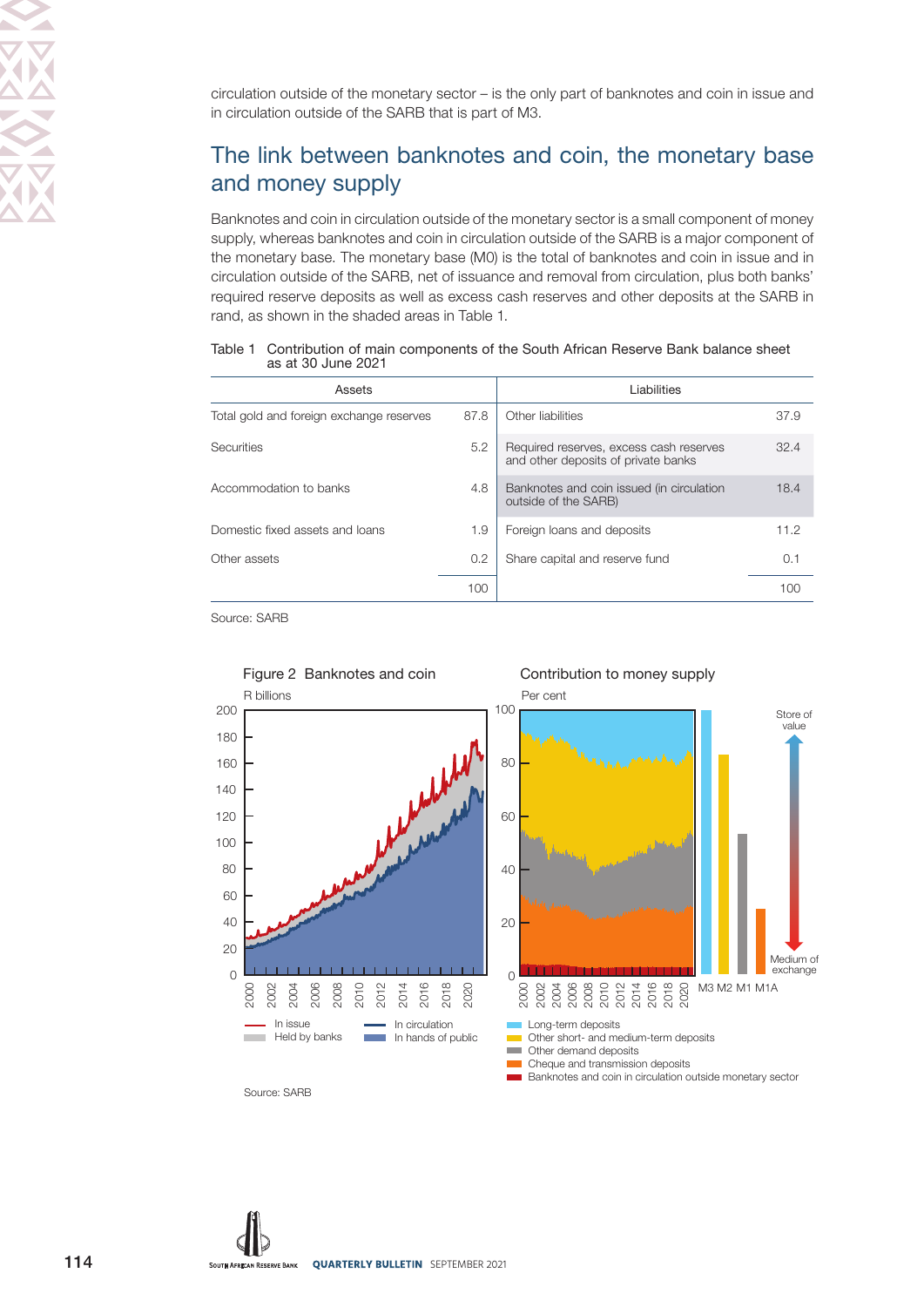circulation outside of the monetary sector – is the only part of banknotes and coin in issue and in circulation outside of the SARB that is part of M3.

## The link between banknotes and coin, the monetary base and money supply

Banknotes and coin in circulation outside of the monetary sector is a small component of money supply, whereas banknotes and coin in circulation outside of the SARB is a major component of the monetary base. The monetary base (M0) is the total of banknotes and coin in issue and in circulation outside of the SARB, net of issuance and removal from circulation, plus both banks' required reserve deposits as well as excess cash reserves and other deposits at the SARB in rand, as shown in the shaded areas in Table 1.

Table 1 Contribution of main components of the South African Reserve Bank balance sheet as at 30 June 2021

| Assets | | Liabilities | |
|---|---|---|---|
| Total gold and foreign exchange reserves | 87.8 | Other liabilities | 37.9 |
| Securities | 5.2 | Required reserves, excess cash reserves and other deposits of private banks | 32.4 |
| Accommodation to banks | 4.8 | Banknotes and coin issued (in circulation outside of the SARB) | 18.4 |
| Domestic fixed assets and loans | 1.9 | Foreign loans and deposits | 11.2 |
| Other assets | 0.2 | Share capital and reserve fund | 0.1 |
| | 100 | | 100 |

Source: SARB

Figure 2 Banknotes and coin

R billions

200
180
160
140
120
100
80
60
40
20
0

2000 2002 2004 2006 2008 2010 2012 2014 2016 2018 2020

In issue
Held by banks
In circulation
In hands of public

Contribution to money supply

Per cent

100
80
60
40
20
0

2000 2002 2004 2006 2008 2010 2012 2014 2016 2018 2020

M3 M2 M1 M1A

Store of value

Medium of exchange

Long-term deposits
Other short- and medium-term deposits
Other demand deposits
Cheque and transmission deposits
Banknotes and coin in circulation outside monetary sector

Source: SARB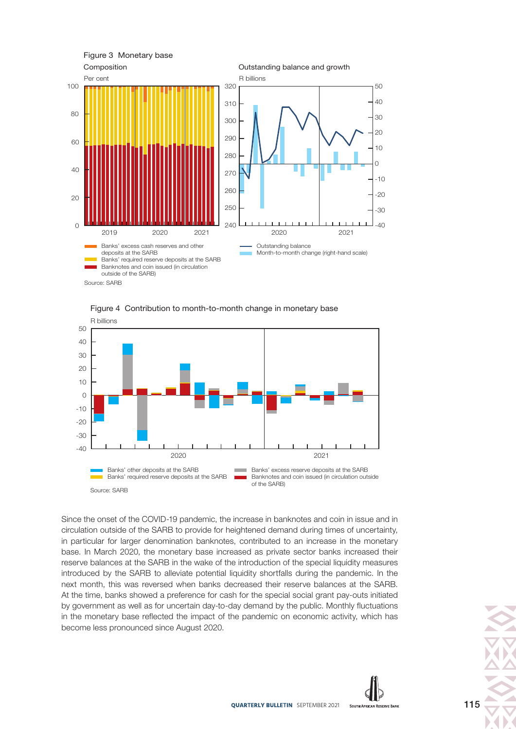Figure 3 Monetary base

Composition

Per cent

100
80
60
40
20
0

2019 2020 2021

Outstanding balance and growth

R billions

320
310
300
290
280
270
260
250
240

50
40
30
20
10
0
-10
-20
-30
-40

2020 2021

Banks' excess cash reserves and other deposits at the SARB

Banks' required reserve deposits at the SARB

Banknotes and coin issued (in circulation outside of the SARB)

Outstanding balance

Month-to-month change (right-hand scale)

Source: SARB

Figure 4 Contribution to month-to-month change in monetary base

R billions

50
40
30
20
10
0
-10
-20
-30
-40

2020 2021

Banks' other deposits at the SARB

Banks' required reserve deposits at the SARB

Banks' excess reserve deposits at the SARB

Banknotes and coin issued (in circulation outside of the SARB)

Source: SARB

Since the onset of the COVID-19 pandemic, the increase in banknotes and coin in issue and in circulation outside of the SARB to provide for heightened demand during times of uncertainty, in particular for larger denomination banknotes, contributed to an increase in the monetary base. In March 2020, the monetary base increased as private sector banks increased their reserve balances at the SARB in the wake of the introduction of the special liquidity measures introduced by the SARB to alleviate potential liquidity shortfalls during the pandemic. In the next month, this was reversed when banks decreased their reserve balances at the SARB. At the time, banks showed a preference for cash for the special social grant pay-outs initiated by government as well as for uncertain day-to-day demand by the public. Monthly fluctuations in the monetary base reflected the impact of the pandemic on economic activity, which has become less pronounced since August 2020.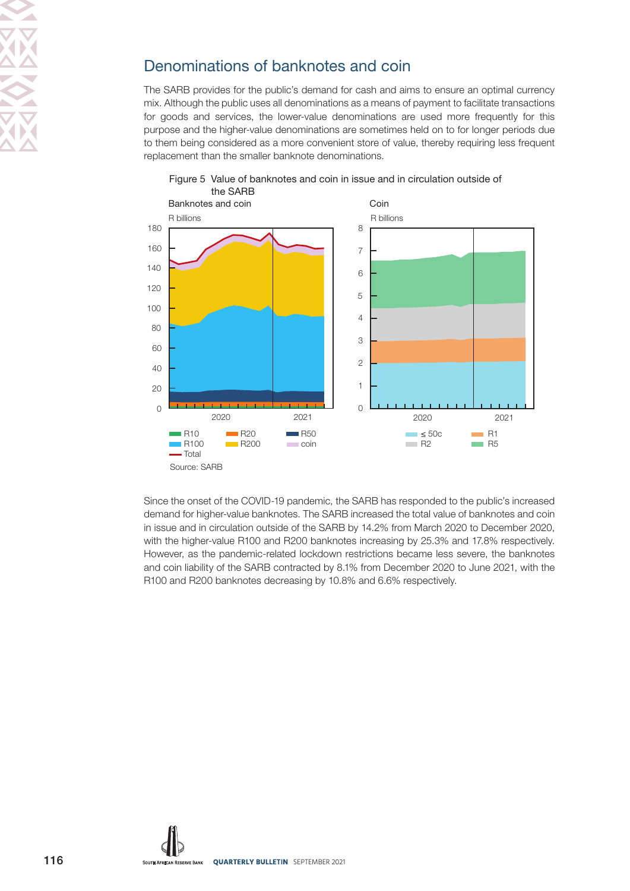## Denominations of banknotes and coin

The SARB provides for the public's demand for cash and aims to ensure an optimal currency mix. Although the public uses all denominations as a means of payment to facilitate transactions for goods and services, the lower-value denominations are used more frequently for this purpose and the higher-value denominations are sometimes held on to for longer periods due to them being considered as a more convenient store of value, thereby requiring less frequent replacement than the smaller banknote denominations.

Figure 5 Value of banknotes and coin in issue and in circulation outside of the SARB

Banknotes and coin

R billions

180
160
140
120
100
80
60
40
20
0

2020
2021

R10
R20
R50
R100
R200
coin
Total

Coin

R billions

8
7
6
5
4
3
2
1
0

2020
2021

≤ 50c
R1
R2
R5

Source: SARB

Since the onset of the COVID-19 pandemic, the SARB has responded to the public's increased demand for higher-value banknotes. The SARB increased the total value of banknotes and coin in issue and in circulation outside of the SARB by 14.2% from March 2020 to December 2020, with the higher-value R100 and R200 banknotes increasing by 25.3% and 17.8% respectively. However, as the pandemic-related lockdown restrictions became less severe, the banknotes and coin liability of the SARB contracted by 8.1% from December 2020 to June 2021, with the R100 and R200 banknotes decreasing by 10.8% and 6.6% respectively.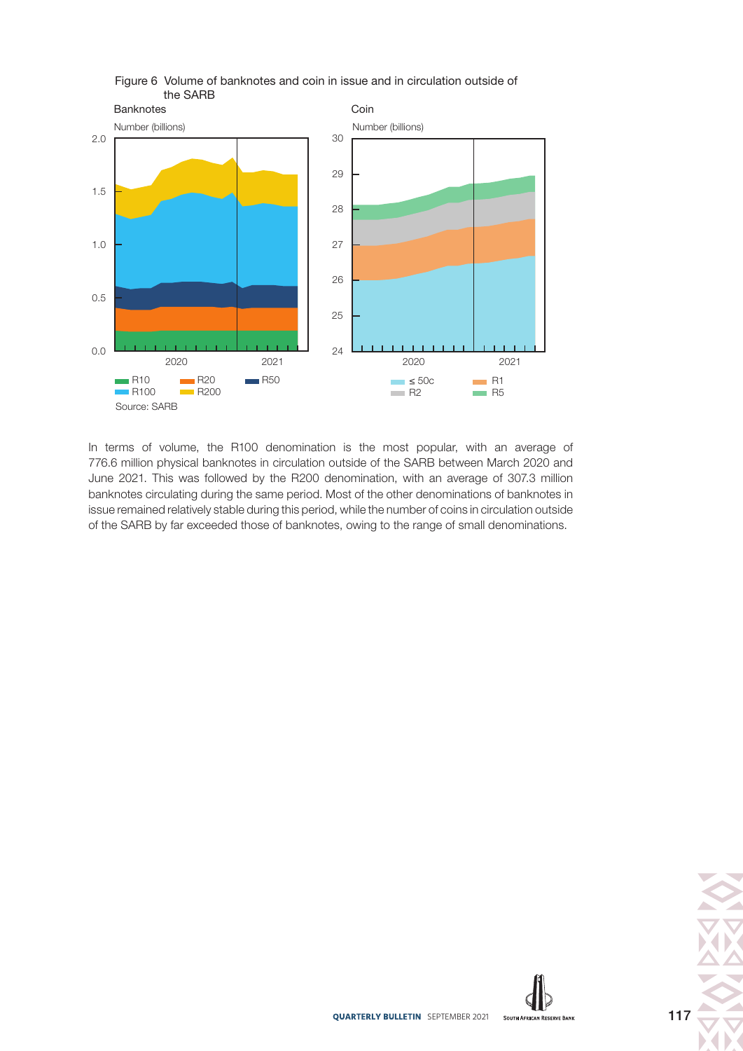Figure 6 Volume of banknotes and coin in issue and in circulation outside of the SARB

Banknotes

Number (billions)

2.0
1.5
1.0
0.5
0.0

2020
2021

R10
R20
R50
R100
R200

Coin

Number (billions)

30
29
28
27
26
25
24

2020
2021

≤ 50c
R1
R2
R5

Source: SARB

In terms of volume, the R100 denomination is the most popular, with an average of 776.6 million physical banknotes in circulation outside of the SARB between March 2020 and June 2021. This was followed by the R200 denomination, with an average of 307.3 million banknotes circulating during the same period. Most of the other denominations of banknotes in issue remained relatively stable during this period, while the number of coins in circulation outside of the SARB by far exceeded those of banknotes, owing to the range of small denominations.